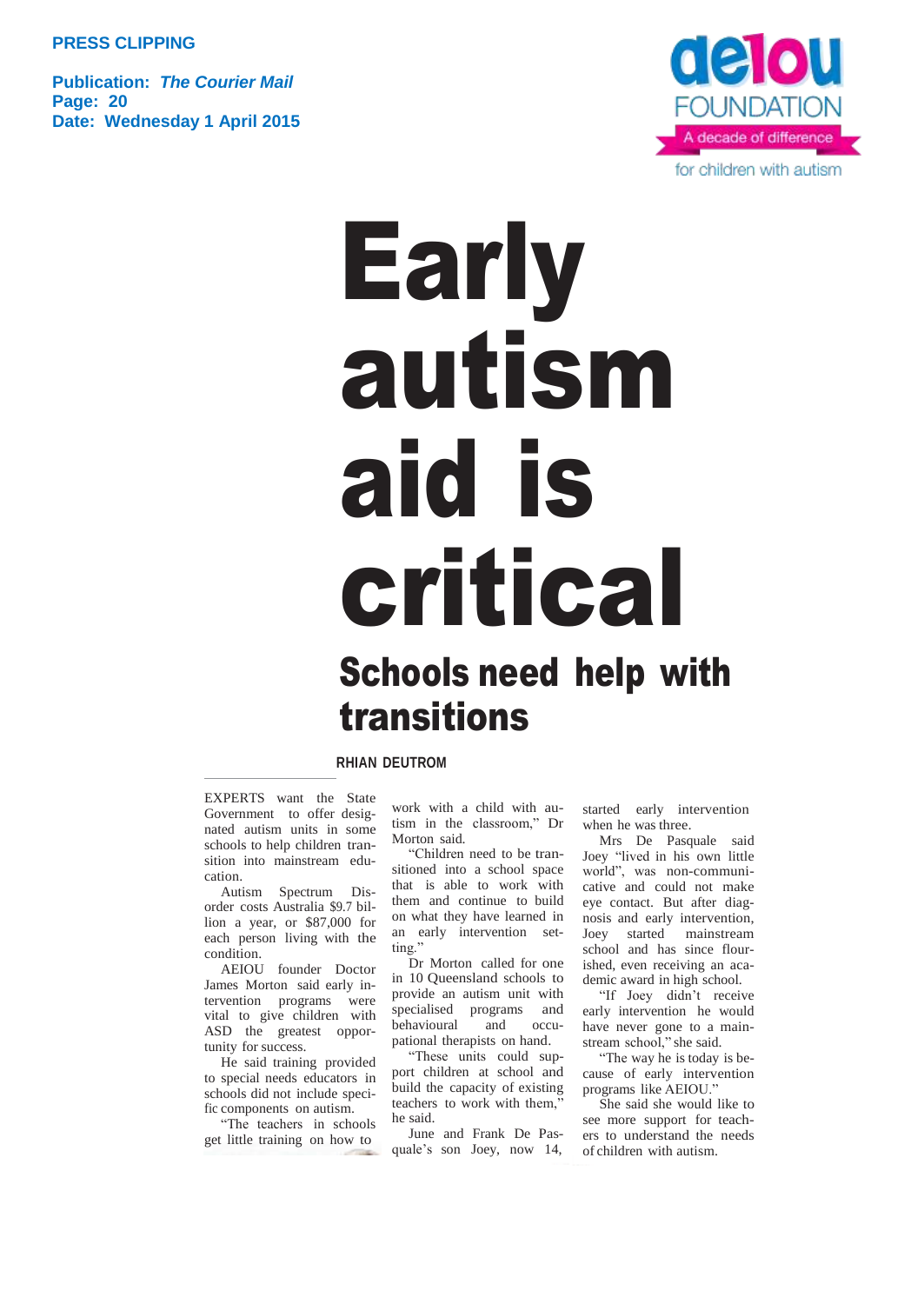**PRESS CLIPPING**

**Publication:** ***The Courier Mail***
**Page: 20**
**Date: Wednesday 1 April 2015**

aeiou FOUNDATION
A decade of difference
for children with autism

# Early autism aid is critical

## Schools need help with transitions

**RHIAN DEUTROM**

EXPERTS want the State Government to offer designated autism units in some schools to help children transition into mainstream education.

Autism Spectrum Disorder costs Australia $9.7 billion a year, or $87,000 for each person living with the condition.

AEIOU founder Doctor James Morton said early intervention programs were vital to give children with ASD the greatest opportunity for success.

He said training provided to special needs educators in schools did not include specific components on autism.

"The teachers in schools get little training on how to work with a child with autism in the classroom," Dr Morton said.

"Children need to be transitioned into a school space that is able to work with them and continue to build on what they have learned in an early intervention setting."

Dr Morton called for one in 10 Queensland schools to provide an autism unit with specialised programs and behavioural and occupational therapists on hand.

"These units could support children at school and build the capacity of existing teachers to work with them," he said.

June and Frank De Pasquale's son Joey, now 14, started early intervention when he was three.

Mrs De Pasquale said Joey "lived in his own little world", was non-communicative and could not make eye contact. But after diagnosis and early intervention, Joey started mainstream school and has since flourished, even receiving an academic award in high school.

"If Joey didn't receive early intervention he would have never gone to a mainstream school," she said.

"The way he is today is because of early intervention programs like AEIOU."

She said she would like to see more support for teachers to understand the needs of children with autism.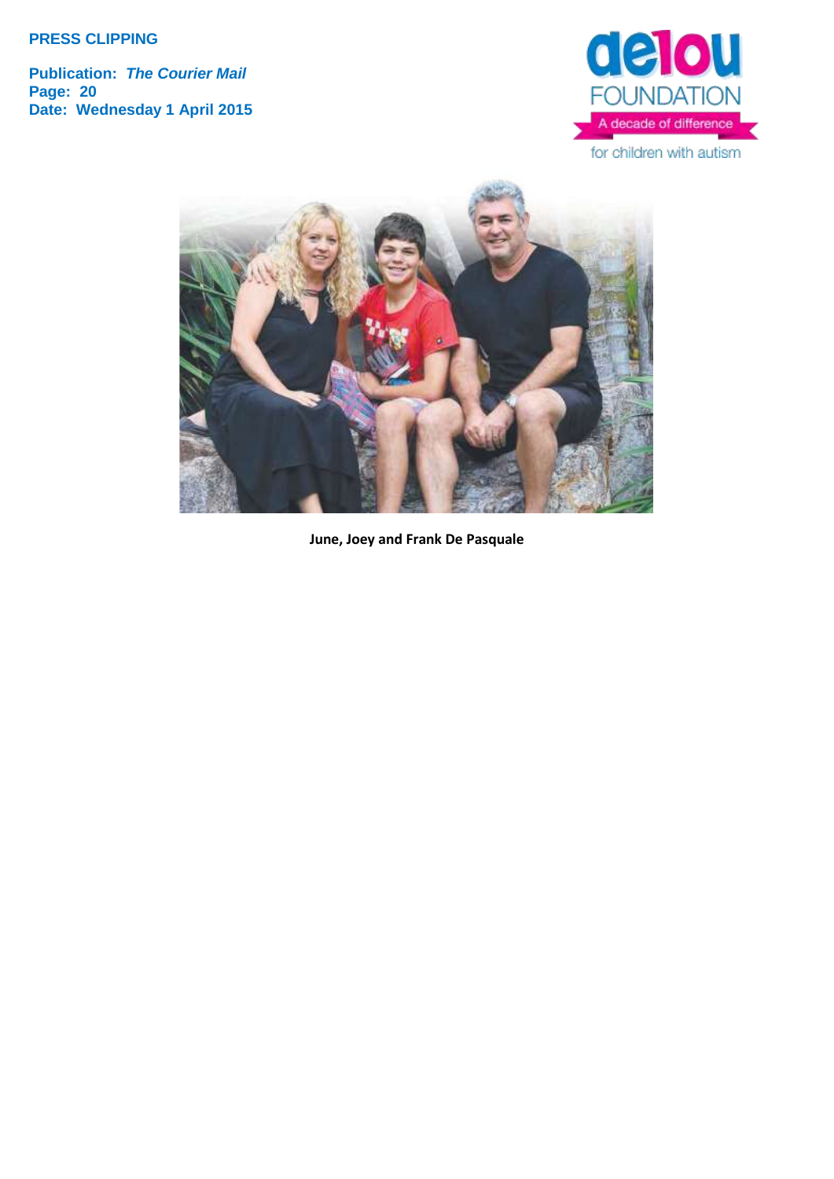**PRESS CLIPPING**

**Publication:** ***The Courier Mail***
**Page: 20**
**Date: Wednesday 1 April 2015**

**June, Joey and Frank De Pasquale**